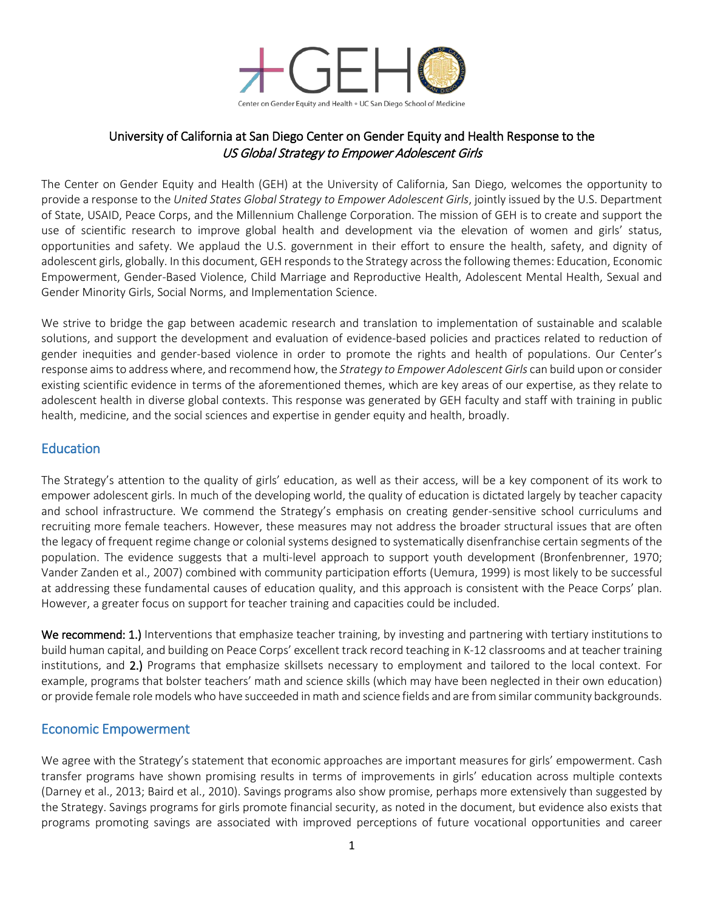Center on Gender Equity and Health • UC San Diego School of Medicine

## University of California at San Diego Center on Gender Equity and Health Response to the *US Global Strategy to Empower Adolescent Girls*

The Center on Gender Equity and Health (GEH) at the University of California, San Diego, welcomes the opportunity to provide a response to the *United States Global Strategy to Empower Adolescent Girls*, jointly issued by the U.S. Department of State, USAID, Peace Corps, and the Millennium Challenge Corporation. The mission of GEH is to create and support the use of scientific research to improve global health and development via the elevation of women and girls' status, opportunities and safety. We applaud the U.S. government in their effort to ensure the health, safety, and dignity of adolescent girls, globally. In this document, GEH responds to the Strategy across the following themes: Education, Economic Empowerment, Gender-Based Violence, Child Marriage and Reproductive Health, Adolescent Mental Health, Sexual and Gender Minority Girls, Social Norms, and Implementation Science.

We strive to bridge the gap between academic research and translation to implementation of sustainable and scalable solutions, and support the development and evaluation of evidence-based policies and practices related to reduction of gender inequities and gender-based violence in order to promote the rights and health of populations. Our Center's response aims to address where, and recommend how, the *Strategy to Empower Adolescent Girls* can build upon or consider existing scientific evidence in terms of the aforementioned themes, which are key areas of our expertise, as they relate to adolescent health in diverse global contexts. This response was generated by GEH faculty and staff with training in public health, medicine, and the social sciences and expertise in gender equity and health, broadly.

## Education

The Strategy's attention to the quality of girls' education, as well as their access, will be a key component of its work to empower adolescent girls. In much of the developing world, the quality of education is dictated largely by teacher capacity and school infrastructure. We commend the Strategy's emphasis on creating gender-sensitive school curriculums and recruiting more female teachers. However, these measures may not address the broader structural issues that are often the legacy of frequent regime change or colonial systems designed to systematically disenfranchise certain segments of the population. The evidence suggests that a multi-level approach to support youth development (Bronfenbrenner, 1970; Vander Zanden et al., 2007) combined with community participation efforts (Uemura, 1999) is most likely to be successful at addressing these fundamental causes of education quality, and this approach is consistent with the Peace Corps' plan. However, a greater focus on support for teacher training and capacities could be included.

**We recommend: 1.)** Interventions that emphasize teacher training, by investing and partnering with tertiary institutions to build human capital, and building on Peace Corps' excellent track record teaching in K-12 classrooms and at teacher training institutions, and **2.)** Programs that emphasize skillsets necessary to employment and tailored to the local context. For example, programs that bolster teachers' math and science skills (which may have been neglected in their own education) or provide female role models who have succeeded in math and science fields and are from similar community backgrounds.

## Economic Empowerment

We agree with the Strategy's statement that economic approaches are important measures for girls' empowerment. Cash transfer programs have shown promising results in terms of improvements in girls' education across multiple contexts (Darney et al., 2013; Baird et al., 2010). Savings programs also show promise, perhaps more extensively than suggested by the Strategy. Savings programs for girls promote financial security, as noted in the document, but evidence also exists that programs promoting savings are associated with improved perceptions of future vocational opportunities and career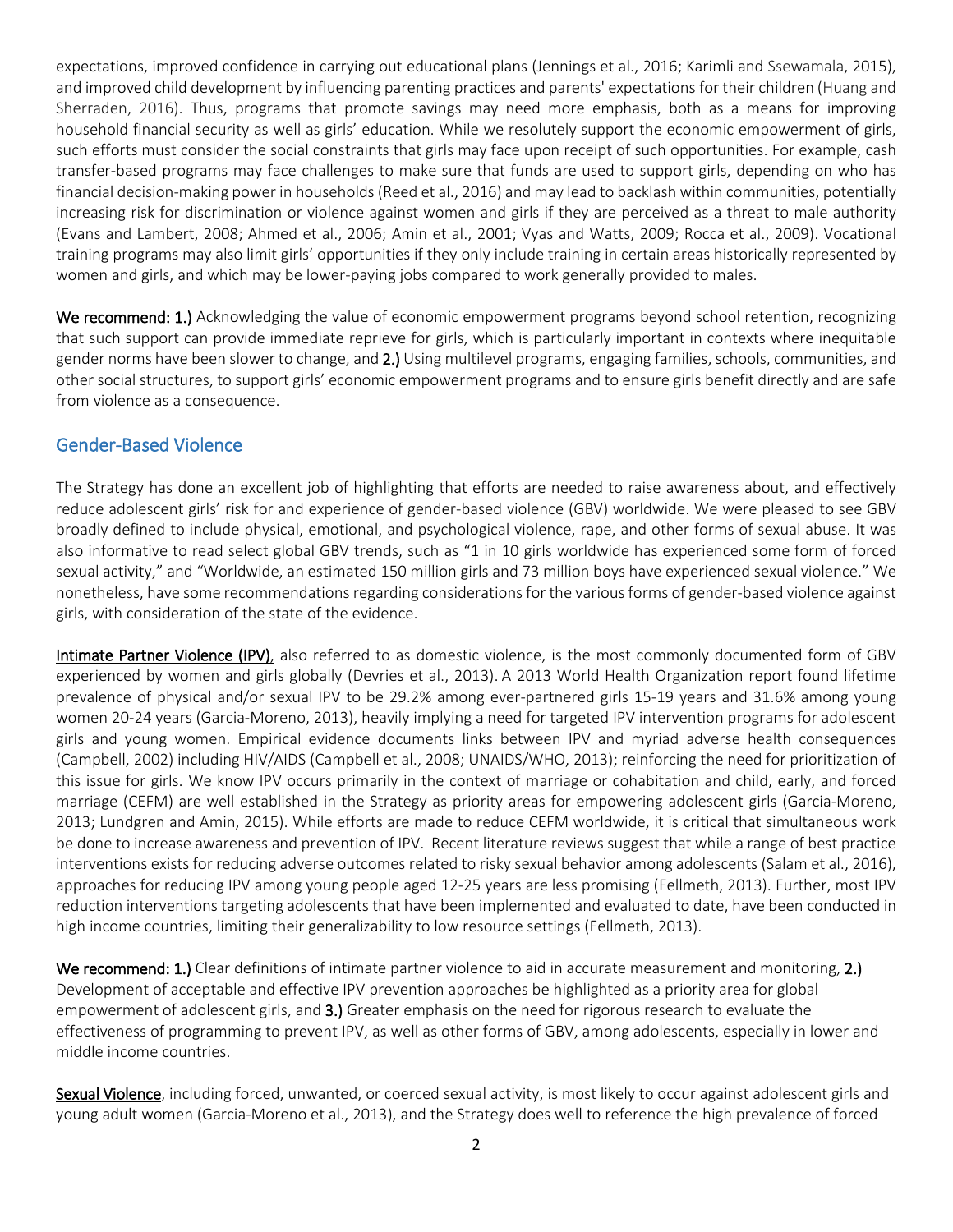expectations, improved confidence in carrying out educational plans (Jennings et al., 2016; Karimli and Ssewamala, 2015), and improved child development by influencing parenting practices and parents' expectations for their children (Huang and Sherraden, 2016). Thus, programs that promote savings may need more emphasis, both as a means for improving household financial security as well as girls' education. While we resolutely support the economic empowerment of girls, such efforts must consider the social constraints that girls may face upon receipt of such opportunities. For example, cash transfer-based programs may face challenges to make sure that funds are used to support girls, depending on who has financial decision-making power in households (Reed et al., 2016) and may lead to backlash within communities, potentially increasing risk for discrimination or violence against women and girls if they are perceived as a threat to male authority (Evans and Lambert, 2008; Ahmed et al., 2006; Amin et al., 2001; Vyas and Watts, 2009; Rocca et al., 2009). Vocational training programs may also limit girls' opportunities if they only include training in certain areas historically represented by women and girls, and which may be lower-paying jobs compared to work generally provided to males.

**We recommend: 1.)** Acknowledging the value of economic empowerment programs beyond school retention, recognizing that such support can provide immediate reprieve for girls, which is particularly important in contexts where inequitable gender norms have been slower to change, and **2.)** Using multilevel programs, engaging families, schools, communities, and other social structures, to support girls' economic empowerment programs and to ensure girls benefit directly and are safe from violence as a consequence.

## Gender-Based Violence

The Strategy has done an excellent job of highlighting that efforts are needed to raise awareness about, and effectively reduce adolescent girls' risk for and experience of gender-based violence (GBV) worldwide. We were pleased to see GBV broadly defined to include physical, emotional, and psychological violence, rape, and other forms of sexual abuse. It was also informative to read select global GBV trends, such as "1 in 10 girls worldwide has experienced some form of forced sexual activity," and "Worldwide, an estimated 150 million girls and 73 million boys have experienced sexual violence." We nonetheless, have some recommendations regarding considerations for the various forms of gender-based violence against girls, with consideration of the state of the evidence.

**Intimate Partner Violence (IPV)**, also referred to as domestic violence, is the most commonly documented form of GBV experienced by women and girls globally (Devries et al., 2013). A 2013 World Health Organization report found lifetime prevalence of physical and/or sexual IPV to be 29.2% among ever-partnered girls 15-19 years and 31.6% among young women 20-24 years (Garcia-Moreno, 2013), heavily implying a need for targeted IPV intervention programs for adolescent girls and young women. Empirical evidence documents links between IPV and myriad adverse health consequences (Campbell, 2002) including HIV/AIDS (Campbell et al., 2008; UNAIDS/WHO, 2013); reinforcing the need for prioritization of this issue for girls. We know IPV occurs primarily in the context of marriage or cohabitation and child, early, and forced marriage (CEFM) are well established in the Strategy as priority areas for empowering adolescent girls (Garcia-Moreno, 2013; Lundgren and Amin, 2015). While efforts are made to reduce CEFM worldwide, it is critical that simultaneous work be done to increase awareness and prevention of IPV. Recent literature reviews suggest that while a range of best practice interventions exists for reducing adverse outcomes related to risky sexual behavior among adolescents (Salam et al., 2016), approaches for reducing IPV among young people aged 12-25 years are less promising (Fellmeth, 2013). Further, most IPV reduction interventions targeting adolescents that have been implemented and evaluated to date, have been conducted in high income countries, limiting their generalizability to low resource settings (Fellmeth, 2013).

**We recommend: 1.)** Clear definitions of intimate partner violence to aid in accurate measurement and monitoring, **2.)** Development of acceptable and effective IPV prevention approaches be highlighted as a priority area for global empowerment of adolescent girls, and **3.)** Greater emphasis on the need for rigorous research to evaluate the effectiveness of programming to prevent IPV, as well as other forms of GBV, among adolescents, especially in lower and middle income countries.

**Sexual Violence**, including forced, unwanted, or coerced sexual activity, is most likely to occur against adolescent girls and young adult women (Garcia-Moreno et al., 2013), and the Strategy does well to reference the high prevalence of forced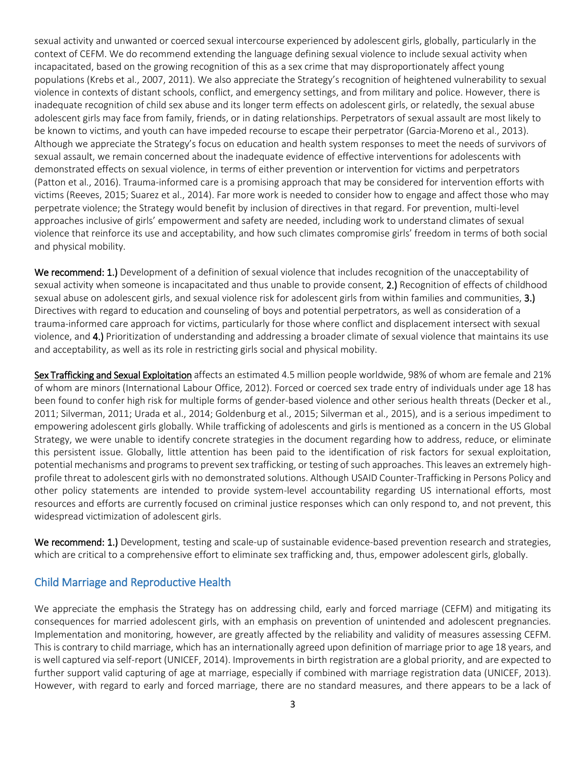sexual activity and unwanted or coerced sexual intercourse experienced by adolescent girls, globally, particularly in the context of CEFM. We do recommend extending the language defining sexual violence to include sexual activity when incapacitated, based on the growing recognition of this as a sex crime that may disproportionately affect young populations (Krebs et al., 2007, 2011). We also appreciate the Strategy's recognition of heightened vulnerability to sexual violence in contexts of distant schools, conflict, and emergency settings, and from military and police. However, there is inadequate recognition of child sex abuse and its longer term effects on adolescent girls, or relatedly, the sexual abuse adolescent girls may face from family, friends, or in dating relationships. Perpetrators of sexual assault are most likely to be known to victims, and youth can have impeded recourse to escape their perpetrator (Garcia-Moreno et al., 2013). Although we appreciate the Strategy's focus on education and health system responses to meet the needs of survivors of sexual assault, we remain concerned about the inadequate evidence of effective interventions for adolescents with demonstrated effects on sexual violence, in terms of either prevention or intervention for victims and perpetrators (Patton et al., 2016). Trauma-informed care is a promising approach that may be considered for intervention efforts with victims (Reeves, 2015; Suarez et al., 2014). Far more work is needed to consider how to engage and affect those who may perpetrate violence; the Strategy would benefit by inclusion of directives in that regard. For prevention, multi-level approaches inclusive of girls' empowerment and safety are needed, including work to understand climates of sexual violence that reinforce its use and acceptability, and how such climates compromise girls' freedom in terms of both social and physical mobility.

**We recommend: 1.)** Development of a definition of sexual violence that includes recognition of the unacceptability of sexual activity when someone is incapacitated and thus unable to provide consent, **2.)** Recognition of effects of childhood sexual abuse on adolescent girls, and sexual violence risk for adolescent girls from within families and communities, **3.)** Directives with regard to education and counseling of boys and potential perpetrators, as well as consideration of a trauma-informed care approach for victims, particularly for those where conflict and displacement intersect with sexual violence, and **4.)** Prioritization of understanding and addressing a broader climate of sexual violence that maintains its use and acceptability, as well as its role in restricting girls social and physical mobility.

<u>Sex Trafficking and Sexual Exploitation</u> affects an estimated 4.5 million people worldwide, 98% of whom are female and 21% of whom are minors (International Labour Office, 2012). Forced or coerced sex trade entry of individuals under age 18 has been found to confer high risk for multiple forms of gender-based violence and other serious health threats (Decker et al., 2011; Silverman, 2011; Urada et al., 2014; Goldenburg et al., 2015; Silverman et al., 2015), and is a serious impediment to empowering adolescent girls globally. While trafficking of adolescents and girls is mentioned as a concern in the US Global Strategy, we were unable to identify concrete strategies in the document regarding how to address, reduce, or eliminate this persistent issue. Globally, little attention has been paid to the identification of risk factors for sexual exploitation, potential mechanisms and programs to prevent sex trafficking, or testing of such approaches. This leaves an extremely high-profile threat to adolescent girls with no demonstrated solutions. Although USAID Counter-Trafficking in Persons Policy and other policy statements are intended to provide system-level accountability regarding US international efforts, most resources and efforts are currently focused on criminal justice responses which can only respond to, and not prevent, this widespread victimization of adolescent girls.

**We recommend: 1.)** Development, testing and scale-up of sustainable evidence-based prevention research and strategies, which are critical to a comprehensive effort to eliminate sex trafficking and, thus, empower adolescent girls, globally.

## Child Marriage and Reproductive Health

We appreciate the emphasis the Strategy has on addressing child, early and forced marriage (CEFM) and mitigating its consequences for married adolescent girls, with an emphasis on prevention of unintended and adolescent pregnancies. Implementation and monitoring, however, are greatly affected by the reliability and validity of measures assessing CEFM. This is contrary to child marriage, which has an internationally agreed upon definition of marriage prior to age 18 years, and is well captured via self-report (UNICEF, 2014). Improvements in birth registration are a global priority, and are expected to further support valid capturing of age at marriage, especially if combined with marriage registration data (UNICEF, 2013). However, with regard to early and forced marriage, there are no standard measures, and there appears to be a lack of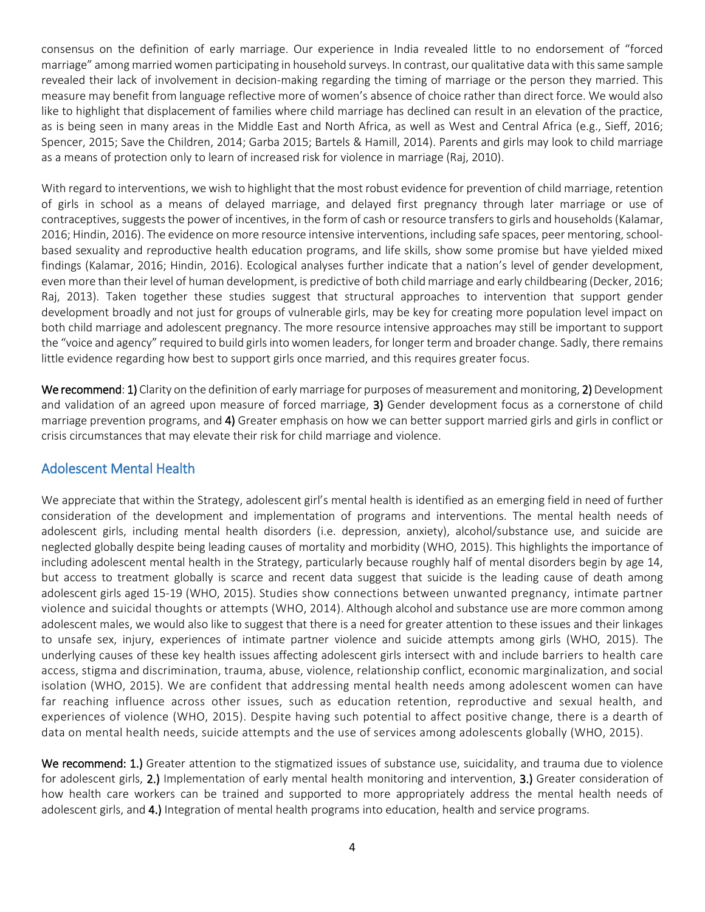consensus on the definition of early marriage. Our experience in India revealed little to no endorsement of "forced marriage" among married women participating in household surveys. In contrast, our qualitative data with this same sample revealed their lack of involvement in decision-making regarding the timing of marriage or the person they married. This measure may benefit from language reflective more of women's absence of choice rather than direct force. We would also like to highlight that displacement of families where child marriage has declined can result in an elevation of the practice, as is being seen in many areas in the Middle East and North Africa, as well as West and Central Africa (e.g., Sieff, 2016; Spencer, 2015; Save the Children, 2014; Garba 2015; Bartels & Hamill, 2014). Parents and girls may look to child marriage as a means of protection only to learn of increased risk for violence in marriage (Raj, 2010).

With regard to interventions, we wish to highlight that the most robust evidence for prevention of child marriage, retention of girls in school as a means of delayed marriage, and delayed first pregnancy through later marriage or use of contraceptives, suggests the power of incentives, in the form of cash or resource transfers to girls and households (Kalamar, 2016; Hindin, 2016). The evidence on more resource intensive interventions, including safe spaces, peer mentoring, school-based sexuality and reproductive health education programs, and life skills, show some promise but have yielded mixed findings (Kalamar, 2016; Hindin, 2016). Ecological analyses further indicate that a nation's level of gender development, even more than their level of human development, is predictive of both child marriage and early childbearing (Decker, 2016; Raj, 2013). Taken together these studies suggest that structural approaches to intervention that support gender development broadly and not just for groups of vulnerable girls, may be key for creating more population level impact on both child marriage and adolescent pregnancy. The more resource intensive approaches may still be important to support the "voice and agency" required to build girls into women leaders, for longer term and broader change. Sadly, there remains little evidence regarding how best to support girls once married, and this requires greater focus.

**We recommend**: **1)** Clarity on the definition of early marriage for purposes of measurement and monitoring, **2)** Development and validation of an agreed upon measure of forced marriage, **3)** Gender development focus as a cornerstone of child marriage prevention programs, and **4)** Greater emphasis on how we can better support married girls and girls in conflict or crisis circumstances that may elevate their risk for child marriage and violence.

## Adolescent Mental Health

We appreciate that within the Strategy, adolescent girl's mental health is identified as an emerging field in need of further consideration of the development and implementation of programs and interventions. The mental health needs of adolescent girls, including mental health disorders (i.e. depression, anxiety), alcohol/substance use, and suicide are neglected globally despite being leading causes of mortality and morbidity (WHO, 2015). This highlights the importance of including adolescent mental health in the Strategy, particularly because roughly half of mental disorders begin by age 14, but access to treatment globally is scarce and recent data suggest that suicide is the leading cause of death among adolescent girls aged 15-19 (WHO, 2015). Studies show connections between unwanted pregnancy, intimate partner violence and suicidal thoughts or attempts (WHO, 2014). Although alcohol and substance use are more common among adolescent males, we would also like to suggest that there is a need for greater attention to these issues and their linkages to unsafe sex, injury, experiences of intimate partner violence and suicide attempts among girls (WHO, 2015). The underlying causes of these key health issues affecting adolescent girls intersect with and include barriers to health care access, stigma and discrimination, trauma, abuse, violence, relationship conflict, economic marginalization, and social isolation (WHO, 2015). We are confident that addressing mental health needs among adolescent women can have far reaching influence across other issues, such as education retention, reproductive and sexual health, and experiences of violence (WHO, 2015). Despite having such potential to affect positive change, there is a dearth of data on mental health needs, suicide attempts and the use of services among adolescents globally (WHO, 2015).

**We recommend: 1.)** Greater attention to the stigmatized issues of substance use, suicidality, and trauma due to violence for adolescent girls, **2.)** Implementation of early mental health monitoring and intervention, **3.)** Greater consideration of how health care workers can be trained and supported to more appropriately address the mental health needs of adolescent girls, and **4.)** Integration of mental health programs into education, health and service programs.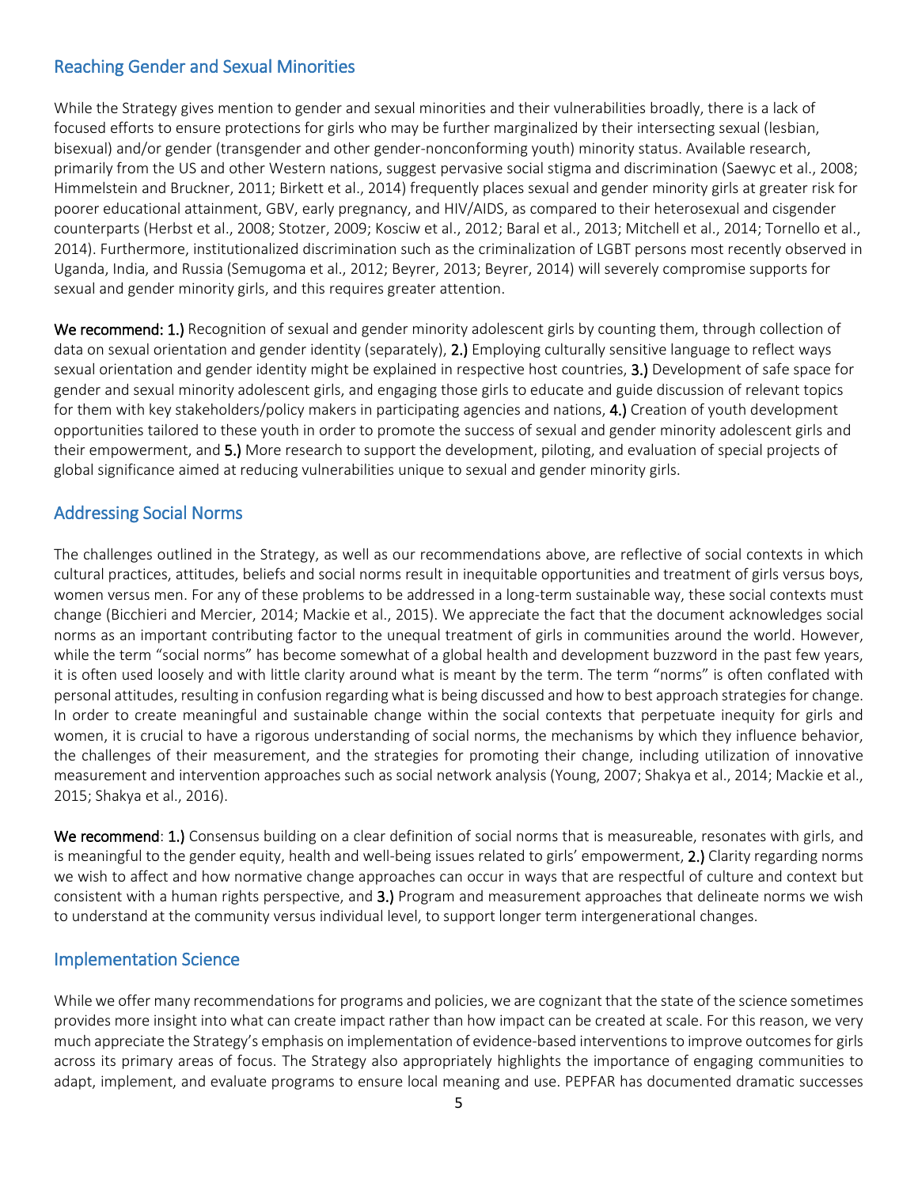## Reaching Gender and Sexual Minorities

While the Strategy gives mention to gender and sexual minorities and their vulnerabilities broadly, there is a lack of focused efforts to ensure protections for girls who may be further marginalized by their intersecting sexual (lesbian, bisexual) and/or gender (transgender and other gender-nonconforming youth) minority status. Available research, primarily from the US and other Western nations, suggest pervasive social stigma and discrimination (Saewyc et al., 2008; Himmelstein and Bruckner, 2011; Birkett et al., 2014) frequently places sexual and gender minority girls at greater risk for poorer educational attainment, GBV, early pregnancy, and HIV/AIDS, as compared to their heterosexual and cisgender counterparts (Herbst et al., 2008; Stotzer, 2009; Kosciw et al., 2012; Baral et al., 2013; Mitchell et al., 2014; Tornello et al., 2014). Furthermore, institutionalized discrimination such as the criminalization of LGBT persons most recently observed in Uganda, India, and Russia (Semugoma et al., 2012; Beyrer, 2013; Beyrer, 2014) will severely compromise supports for sexual and gender minority girls, and this requires greater attention.

**We recommend:** **1.)** Recognition of sexual and gender minority adolescent girls by counting them, through collection of data on sexual orientation and gender identity (separately), **2.)** Employing culturally sensitive language to reflect ways sexual orientation and gender identity might be explained in respective host countries, **3.)** Development of safe space for gender and sexual minority adolescent girls, and engaging those girls to educate and guide discussion of relevant topics for them with key stakeholders/policy makers in participating agencies and nations, **4.)** Creation of youth development opportunities tailored to these youth in order to promote the success of sexual and gender minority adolescent girls and their empowerment, and **5.)** More research to support the development, piloting, and evaluation of special projects of global significance aimed at reducing vulnerabilities unique to sexual and gender minority girls.

## Addressing Social Norms

The challenges outlined in the Strategy, as well as our recommendations above, are reflective of social contexts in which cultural practices, attitudes, beliefs and social norms result in inequitable opportunities and treatment of girls versus boys, women versus men. For any of these problems to be addressed in a long-term sustainable way, these social contexts must change (Bicchieri and Mercier, 2014; Mackie et al., 2015). We appreciate the fact that the document acknowledges social norms as an important contributing factor to the unequal treatment of girls in communities around the world. However, while the term "social norms" has become somewhat of a global health and development buzzword in the past few years, it is often used loosely and with little clarity around what is meant by the term. The term "norms" is often conflated with personal attitudes, resulting in confusion regarding what is being discussed and how to best approach strategies for change. In order to create meaningful and sustainable change within the social contexts that perpetuate inequity for girls and women, it is crucial to have a rigorous understanding of social norms, the mechanisms by which they influence behavior, the challenges of their measurement, and the strategies for promoting their change, including utilization of innovative measurement and intervention approaches such as social network analysis (Young, 2007; Shakya et al., 2014; Mackie et al., 2015; Shakya et al., 2016).

**We recommend**: **1.)** Consensus building on a clear definition of social norms that is measureable, resonates with girls, and is meaningful to the gender equity, health and well-being issues related to girls' empowerment, **2.)** Clarity regarding norms we wish to affect and how normative change approaches can occur in ways that are respectful of culture and context but consistent with a human rights perspective, and **3.)** Program and measurement approaches that delineate norms we wish to understand at the community versus individual level, to support longer term intergenerational changes.

## Implementation Science

While we offer many recommendations for programs and policies, we are cognizant that the state of the science sometimes provides more insight into what can create impact rather than how impact can be created at scale. For this reason, we very much appreciate the Strategy's emphasis on implementation of evidence-based interventions to improve outcomes for girls across its primary areas of focus. The Strategy also appropriately highlights the importance of engaging communities to adapt, implement, and evaluate programs to ensure local meaning and use. PEPFAR has documented dramatic successes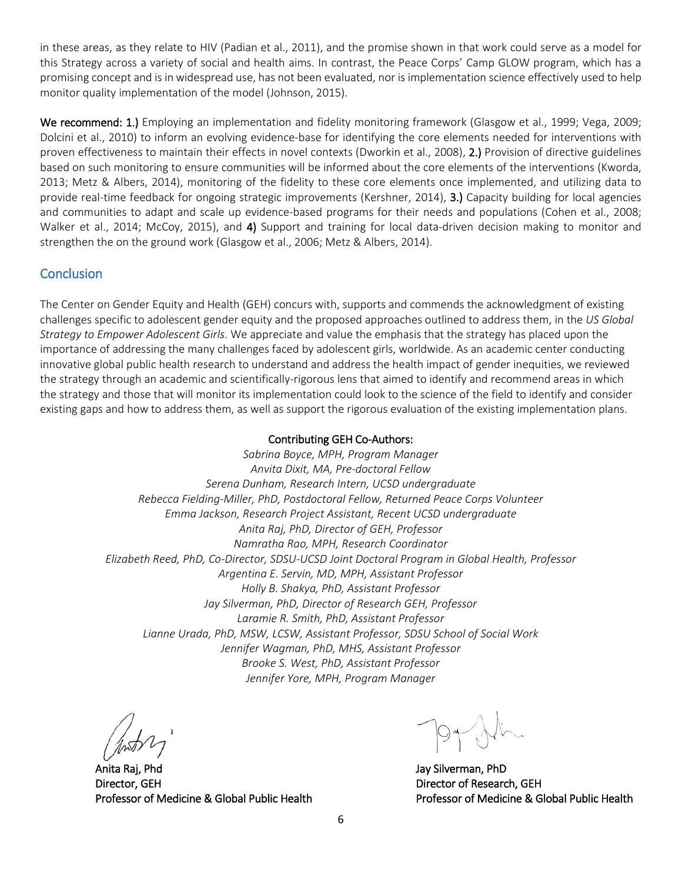in these areas, as they relate to HIV (Padian et al., 2011), and the promise shown in that work could serve as a model for this Strategy across a variety of social and health aims. In contrast, the Peace Corps' Camp GLOW program, which has a promising concept and is in widespread use, has not been evaluated, nor is implementation science effectively used to help monitor quality implementation of the model (Johnson, 2015).

**We recommend: 1.)** Employing an implementation and fidelity monitoring framework (Glasgow et al., 1999; Vega, 2009; Dolcini et al., 2010) to inform an evolving evidence-base for identifying the core elements needed for interventions with proven effectiveness to maintain their effects in novel contexts (Dworkin et al., 2008), **2.)** Provision of directive guidelines based on such monitoring to ensure communities will be informed about the core elements of the interventions (Kworda, 2013; Metz & Albers, 2014), monitoring of the fidelity to these core elements once implemented, and utilizing data to provide real-time feedback for ongoing strategic improvements (Kershner, 2014), **3.)** Capacity building for local agencies and communities to adapt and scale up evidence-based programs for their needs and populations (Cohen et al., 2008; Walker et al., 2014; McCoy, 2015), and **4)** Support and training for local data-driven decision making to monitor and strengthen the on the ground work (Glasgow et al., 2006; Metz & Albers, 2014).

## Conclusion

The Center on Gender Equity and Health (GEH) concurs with, supports and commends the acknowledgment of existing challenges specific to adolescent gender equity and the proposed approaches outlined to address them, in the *US Global Strategy to Empower Adolescent Girls*. We appreciate and value the emphasis that the strategy has placed upon the importance of addressing the many challenges faced by adolescent girls, worldwide. As an academic center conducting innovative global public health research to understand and address the health impact of gender inequities, we reviewed the strategy through an academic and scientifically-rigorous lens that aimed to identify and recommend areas in which the strategy and those that will monitor its implementation could look to the science of the field to identify and consider existing gaps and how to address them, as well as support the rigorous evaluation of the existing implementation plans.

Contributing GEH Co-Authors:

*Sabrina Boyce, MPH, Program Manager*
*Anvita Dixit, MA, Pre-doctoral Fellow*
*Serena Dunham, Research Intern, UCSD undergraduate*
*Rebecca Fielding-Miller, PhD, Postdoctoral Fellow, Returned Peace Corps Volunteer*
*Emma Jackson, Research Project Assistant, Recent UCSD undergraduate*
*Anita Raj, PhD, Director of GEH, Professor*
*Namratha Rao, MPH, Research Coordinator*
*Elizabeth Reed, PhD, Co-Director, SDSU-UCSD Joint Doctoral Program in Global Health, Professor*
*Argentina E. Servin, MD, MPH, Assistant Professor*
*Holly B. Shakya, PhD, Assistant Professor*
*Jay Silverman, PhD, Director of Research GEH, Professor*
*Laramie R. Smith, PhD, Assistant Professor*
*Lianne Urada, PhD, MSW, LCSW, Assistant Professor, SDSU School of Social Work*
*Jennifer Wagman, PhD, MHS, Assistant Professor*
*Brooke S. West, PhD, Assistant Professor*
*Jennifer Yore, MPH, Program Manager*

Anita Raj, Phd
Director, GEH
Professor of Medicine & Global Public Health

Jay Silverman, PhD
Director of Research, GEH
Professor of Medicine & Global Public Health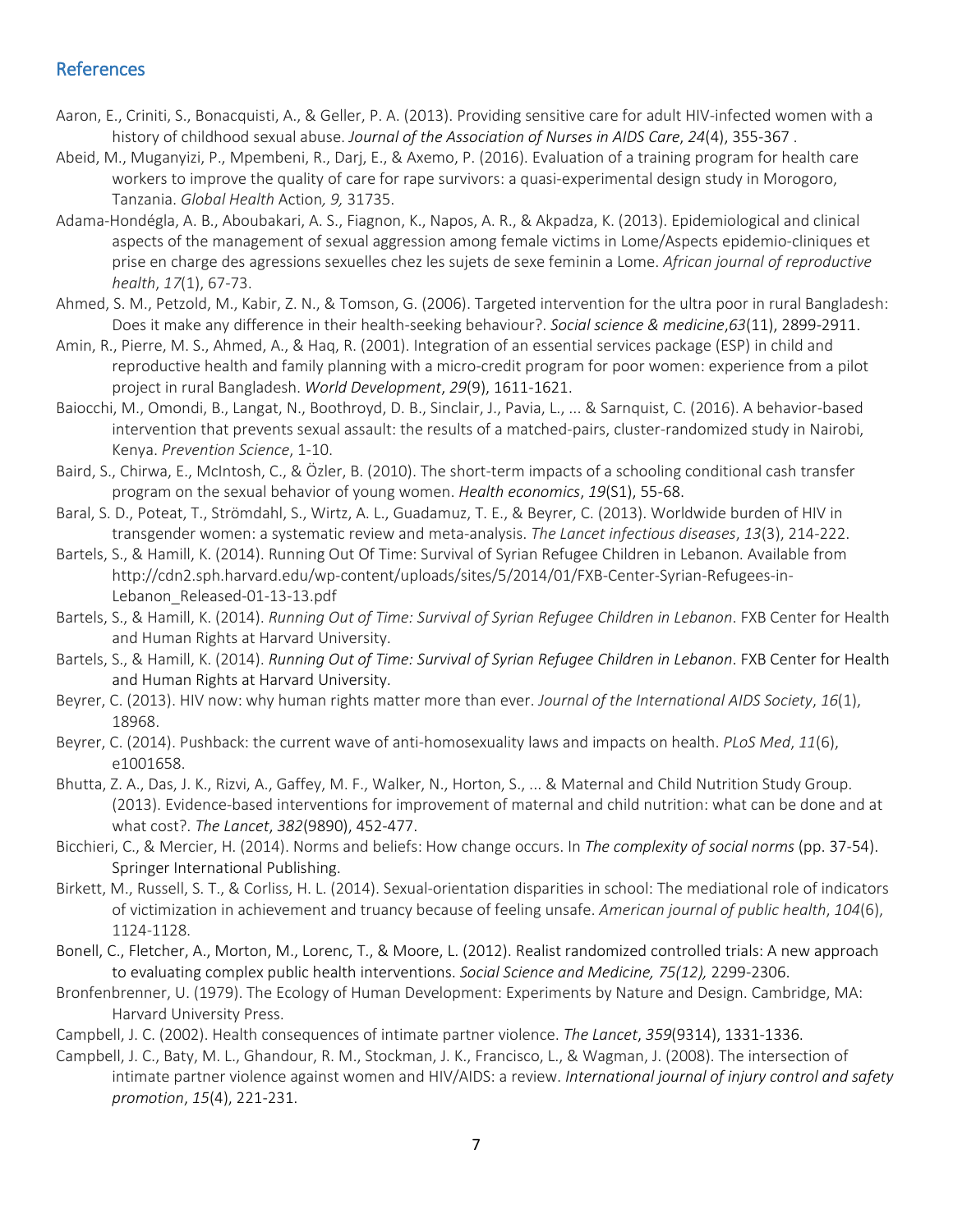## References

Aaron, E., Criniti, S., Bonacquisti, A., & Geller, P. A. (2013). Providing sensitive care for adult HIV-infected women with a history of childhood sexual abuse. *Journal of the Association of Nurses in AIDS Care*, *24*(4), 355-367 .

Abeid, M., Muganyizi, P., Mpembeni, R., Darj, E., & Axemo, P. (2016). Evaluation of a training program for health care workers to improve the quality of care for rape survivors: a quasi-experimental design study in Morogoro, Tanzania. *Global Health* Action*, 9,* 31735.

Adama-Hondégla, A. B., Aboubakari, A. S., Fiagnon, K., Napos, A. R., & Akpadza, K. (2013). Epidemiological and clinical aspects of the management of sexual aggression among female victims in Lome/Aspects epidemio-cliniques et prise en charge des agressions sexuelles chez les sujets de sexe feminin a Lome. *African journal of reproductive health*, *17*(1), 67-73.

Ahmed, S. M., Petzold, M., Kabir, Z. N., & Tomson, G. (2006). Targeted intervention for the ultra poor in rural Bangladesh: Does it make any difference in their health-seeking behaviour?. *Social science & medicine*,*63*(11), 2899-2911.

Amin, R., Pierre, M. S., Ahmed, A., & Haq, R. (2001). Integration of an essential services package (ESP) in child and reproductive health and family planning with a micro-credit program for poor women: experience from a pilot project in rural Bangladesh. *World Development*, *29*(9), 1611-1621.

Baiocchi, M., Omondi, B., Langat, N., Boothroyd, D. B., Sinclair, J., Pavia, L., ... & Sarnquist, C. (2016). A behavior-based intervention that prevents sexual assault: the results of a matched-pairs, cluster-randomized study in Nairobi, Kenya. *Prevention Science*, 1-10.

Baird, S., Chirwa, E., McIntosh, C., & Özler, B. (2010). The short-term impacts of a schooling conditional cash transfer program on the sexual behavior of young women. *Health economics*, *19*(S1), 55-68.

Baral, S. D., Poteat, T., Strömdahl, S., Wirtz, A. L., Guadamuz, T. E., & Beyrer, C. (2013). Worldwide burden of HIV in transgender women: a systematic review and meta-analysis. *The Lancet infectious diseases*, *13*(3), 214-222.

Bartels, S., & Hamill, K. (2014). Running Out Of Time: Survival of Syrian Refugee Children in Lebanon. Available from http://cdn2.sph.harvard.edu/wp-content/uploads/sites/5/2014/01/FXB-Center-Syrian-Refugees-in-Lebanon_Released-01-13-13.pdf

Bartels, S., & Hamill, K. (2014). *Running Out of Time: Survival of Syrian Refugee Children in Lebanon*. FXB Center for Health and Human Rights at Harvard University.

Bartels, S., & Hamill, K. (2014). *Running Out of Time: Survival of Syrian Refugee Children in Lebanon*. FXB Center for Health and Human Rights at Harvard University.

Beyrer, C. (2013). HIV now: why human rights matter more than ever. *Journal of the International AIDS Society*, *16*(1), 18968.

Beyrer, C. (2014). Pushback: the current wave of anti-homosexuality laws and impacts on health. *PLoS Med*, *11*(6), e1001658.

Bhutta, Z. A., Das, J. K., Rizvi, A., Gaffey, M. F., Walker, N., Horton, S., ... & Maternal and Child Nutrition Study Group. (2013). Evidence-based interventions for improvement of maternal and child nutrition: what can be done and at what cost?. *The Lancet*, *382*(9890), 452-477.

Bicchieri, C., & Mercier, H. (2014). Norms and beliefs: How change occurs. In *The complexity of social norms* (pp. 37-54). Springer International Publishing.

Birkett, M., Russell, S. T., & Corliss, H. L. (2014). Sexual-orientation disparities in school: The mediational role of indicators of victimization in achievement and truancy because of feeling unsafe. *American journal of public health*, *104*(6), 1124-1128.

Bonell, C., Fletcher, A., Morton, M., Lorenc, T., & Moore, L. (2012). Realist randomized controlled trials: A new approach to evaluating complex public health interventions. *Social Science and Medicine, 75(12),* 2299-2306.

Bronfenbrenner, U. (1979). The Ecology of Human Development: Experiments by Nature and Design. Cambridge, MA: Harvard University Press.

Campbell, J. C. (2002). Health consequences of intimate partner violence. *The Lancet*, *359*(9314), 1331-1336.

Campbell, J. C., Baty, M. L., Ghandour, R. M., Stockman, J. K., Francisco, L., & Wagman, J. (2008). The intersection of intimate partner violence against women and HIV/AIDS: a review. *International journal of injury control and safety promotion*, *15*(4), 221-231.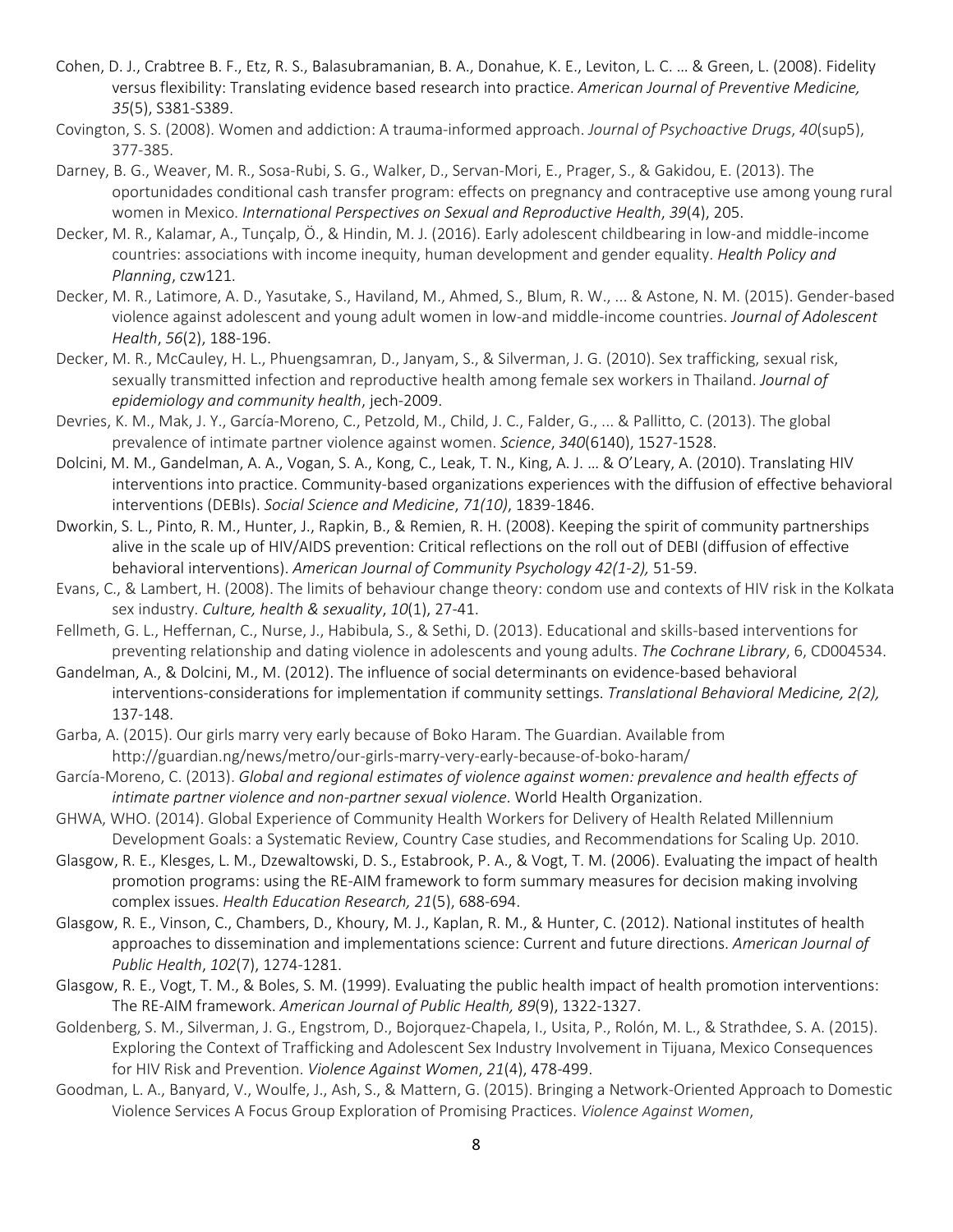Cohen, D. J., Crabtree B. F., Etz, R. S., Balasubramanian, B. A., Donahue, K. E., Leviton, L. C. … & Green, L. (2008). Fidelity versus flexibility: Translating evidence based research into practice. *American Journal of Preventive Medicine, 35*(5), S381-S389.

Covington, S. S. (2008). Women and addiction: A trauma-informed approach. *Journal of Psychoactive Drugs*, *40*(sup5), 377-385.

Darney, B. G., Weaver, M. R., Sosa-Rubi, S. G., Walker, D., Servan-Mori, E., Prager, S., & Gakidou, E. (2013). The oportunidades conditional cash transfer program: effects on pregnancy and contraceptive use among young rural women in Mexico. *International Perspectives on Sexual and Reproductive Health*, *39*(4), 205.

Decker, M. R., Kalamar, A., Tunçalp, Ö., & Hindin, M. J. (2016). Early adolescent childbearing in low-and middle-income countries: associations with income inequity, human development and gender equality. *Health Policy and Planning*, czw121.

Decker, M. R., Latimore, A. D., Yasutake, S., Haviland, M., Ahmed, S., Blum, R. W., ... & Astone, N. M. (2015). Gender-based violence against adolescent and young adult women in low-and middle-income countries. *Journal of Adolescent Health*, *56*(2), 188-196.

Decker, M. R., McCauley, H. L., Phuengsamran, D., Janyam, S., & Silverman, J. G. (2010). Sex trafficking, sexual risk, sexually transmitted infection and reproductive health among female sex workers in Thailand. *Journal of epidemiology and community health*, jech-2009.

Devries, K. M., Mak, J. Y., García-Moreno, C., Petzold, M., Child, J. C., Falder, G., ... & Pallitto, C. (2013). The global prevalence of intimate partner violence against women. *Science*, *340*(6140), 1527-1528.

Dolcini, M. M., Gandelman, A. A., Vogan, S. A., Kong, C., Leak, T. N., King, A. J. … & O'Leary, A. (2010). Translating HIV interventions into practice. Community-based organizations experiences with the diffusion of effective behavioral interventions (DEBIs). *Social Science and Medicine*, *71(10)*, 1839-1846.

Dworkin, S. L., Pinto, R. M., Hunter, J., Rapkin, B., & Remien, R. H. (2008). Keeping the spirit of community partnerships alive in the scale up of HIV/AIDS prevention: Critical reflections on the roll out of DEBI (diffusion of effective behavioral interventions). *American Journal of Community Psychology 42(1-2),* 51-59.

Evans, C., & Lambert, H. (2008). The limits of behaviour change theory: condom use and contexts of HIV risk in the Kolkata sex industry. *Culture, health & sexuality*, *10*(1), 27-41.

Fellmeth, G. L., Heffernan, C., Nurse, J., Habibula, S., & Sethi, D. (2013). Educational and skills-based interventions for preventing relationship and dating violence in adolescents and young adults. *The Cochrane Library*, 6, CD004534.

Gandelman, A., & Dolcini, M., M. (2012). The influence of social determinants on evidence-based behavioral interventions-considerations for implementation if community settings. *Translational Behavioral Medicine, 2(2),* 137-148.

Garba, A. (2015). Our girls marry very early because of Boko Haram. The Guardian. Available from http://guardian.ng/news/metro/our-girls-marry-very-early-because-of-boko-haram/

García-Moreno, C. (2013). *Global and regional estimates of violence against women: prevalence and health effects of intimate partner violence and non-partner sexual violence*. World Health Organization.

GHWA, WHO. (2014). Global Experience of Community Health Workers for Delivery of Health Related Millennium Development Goals: a Systematic Review, Country Case studies, and Recommendations for Scaling Up. 2010.

Glasgow, R. E., Klesges, L. M., Dzewaltowski, D. S., Estabrook, P. A., & Vogt, T. M. (2006). Evaluating the impact of health promotion programs: using the RE-AIM framework to form summary measures for decision making involving complex issues. *Health Education Research, 21*(5), 688-694.

Glasgow, R. E., Vinson, C., Chambers, D., Khoury, M. J., Kaplan, R. M., & Hunter, C. (2012). National institutes of health approaches to dissemination and implementations science: Current and future directions. *American Journal of Public Health*, *102*(7), 1274-1281.

Glasgow, R. E., Vogt, T. M., & Boles, S. M. (1999). Evaluating the public health impact of health promotion interventions: The RE-AIM framework. *American Journal of Public Health, 89*(9), 1322-1327.

Goldenberg, S. M., Silverman, J. G., Engstrom, D., Bojorquez-Chapela, I., Usita, P., Rolón, M. L., & Strathdee, S. A. (2015). Exploring the Context of Trafficking and Adolescent Sex Industry Involvement in Tijuana, Mexico Consequences for HIV Risk and Prevention. *Violence Against Women*, *21*(4), 478-499.

Goodman, L. A., Banyard, V., Woulfe, J., Ash, S., & Mattern, G. (2015). Bringing a Network-Oriented Approach to Domestic Violence Services A Focus Group Exploration of Promising Practices. *Violence Against Women*,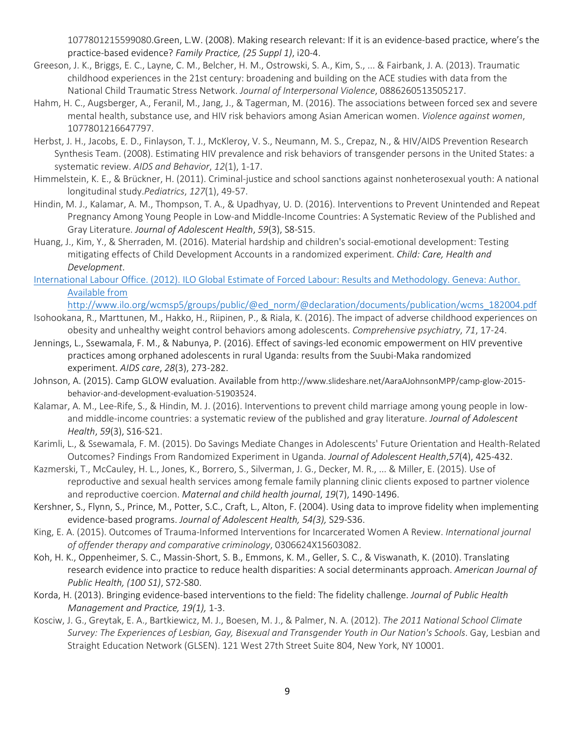1077801215599080.Green, L.W. (2008). Making research relevant: If it is an evidence-based practice, where's the practice-based evidence? *Family Practice, (25 Suppl 1)*, i20-4.

Greeson, J. K., Briggs, E. C., Layne, C. M., Belcher, H. M., Ostrowski, S. A., Kim, S., ... & Fairbank, J. A. (2013). Traumatic childhood experiences in the 21st century: broadening and building on the ACE studies with data from the National Child Traumatic Stress Network. *Journal of Interpersonal Violence*, 0886260513505217.

Hahm, H. C., Augsberger, A., Feranil, M., Jang, J., & Tagerman, M. (2016). The associations between forced sex and severe mental health, substance use, and HIV risk behaviors among Asian American women. *Violence against women*, 1077801216647797.

Herbst, J. H., Jacobs, E. D., Finlayson, T. J., McKleroy, V. S., Neumann, M. S., Crepaz, N., & HIV/AIDS Prevention Research Synthesis Team. (2008). Estimating HIV prevalence and risk behaviors of transgender persons in the United States: a systematic review. *AIDS and Behavior*, *12*(1), 1-17.

Himmelstein, K. E., & Brückner, H. (2011). Criminal-justice and school sanctions against nonheterosexual youth: A national longitudinal study.*Pediatrics*, *127*(1), 49-57.

Hindin, M. J., Kalamar, A. M., Thompson, T. A., & Upadhyay, U. D. (2016). Interventions to Prevent Unintended and Repeat Pregnancy Among Young People in Low-and Middle-Income Countries: A Systematic Review of the Published and Gray Literature. *Journal of Adolescent Health*, *59*(3), S8-S15.

Huang, J., Kim, Y., & Sherraden, M. (2016). Material hardship and children's social-emotional development: Testing mitigating effects of Child Development Accounts in a randomized experiment. *Child: Care, Health and Development*.

International Labour Office. (2012). ILO Global Estimate of Forced Labour: Results and Methodology. Geneva: Author. Available from http://www.ilo.org/wcmsp5/groups/public/@ed_norm/@declaration/documents/publication/wcms_182004.pdf

Isohookana, R., Marttunen, M., Hakko, H., Riipinen, P., & Riala, K. (2016). The impact of adverse childhood experiences on obesity and unhealthy weight control behaviors among adolescents. *Comprehensive psychiatry*, *71*, 17-24.

Jennings, L., Ssewamala, F. M., & Nabunya, P. (2016). Effect of savings-led economic empowerment on HIV preventive practices among orphaned adolescents in rural Uganda: results from the Suubi-Maka randomized experiment. *AIDS care*, *28*(3), 273-282.

Johnson, A. (2015). Camp GLOW evaluation. Available from http://www.slideshare.net/AaraAJohnsonMPP/camp-glow-2015-behavior-and-development-evaluation-51903524.

Kalamar, A. M., Lee-Rife, S., & Hindin, M. J. (2016). Interventions to prevent child marriage among young people in low- and middle-income countries: a systematic review of the published and gray literature. *Journal of Adolescent Health*, *59*(3), S16-S21.

Karimli, L., & Ssewamala, F. M. (2015). Do Savings Mediate Changes in Adolescents' Future Orientation and Health-Related Outcomes? Findings From Randomized Experiment in Uganda. *Journal of Adolescent Health*,*57*(4), 425-432.

Kazmerski, T., McCauley, H. L., Jones, K., Borrero, S., Silverman, J. G., Decker, M. R., ... & Miller, E. (2015). Use of reproductive and sexual health services among female family planning clinic clients exposed to partner violence and reproductive coercion. *Maternal and child health journal*, *19*(7), 1490-1496.

Kershner, S., Flynn, S., Prince, M., Potter, S.C., Craft, L., Alton, F. (2004). Using data to improve fidelity when implementing evidence-based programs. *Journal of Adolescent Health, 54(3),* S29-S36.

King, E. A. (2015). Outcomes of Trauma-Informed Interventions for Incarcerated Women A Review. *International journal of offender therapy and comparative criminology*, 0306624X15603082.

Koh, H. K., Oppenheimer, S. C., Massin-Short, S. B., Emmons, K. M., Geller, S. C., & Viswanath, K. (2010). Translating research evidence into practice to reduce health disparities: A social determinants approach. *American Journal of Public Health, (100 S1)*, S72-S80.

Korda, H. (2013). Bringing evidence-based interventions to the field: The fidelity challenge. *Journal of Public Health Management and Practice, 19(1),* 1-3.

Kosciw, J. G., Greytak, E. A., Bartkiewicz, M. J., Boesen, M. J., & Palmer, N. A. (2012). *The 2011 National School Climate Survey: The Experiences of Lesbian, Gay, Bisexual and Transgender Youth in Our Nation's Schools*. Gay, Lesbian and Straight Education Network (GLSEN). 121 West 27th Street Suite 804, New York, NY 10001.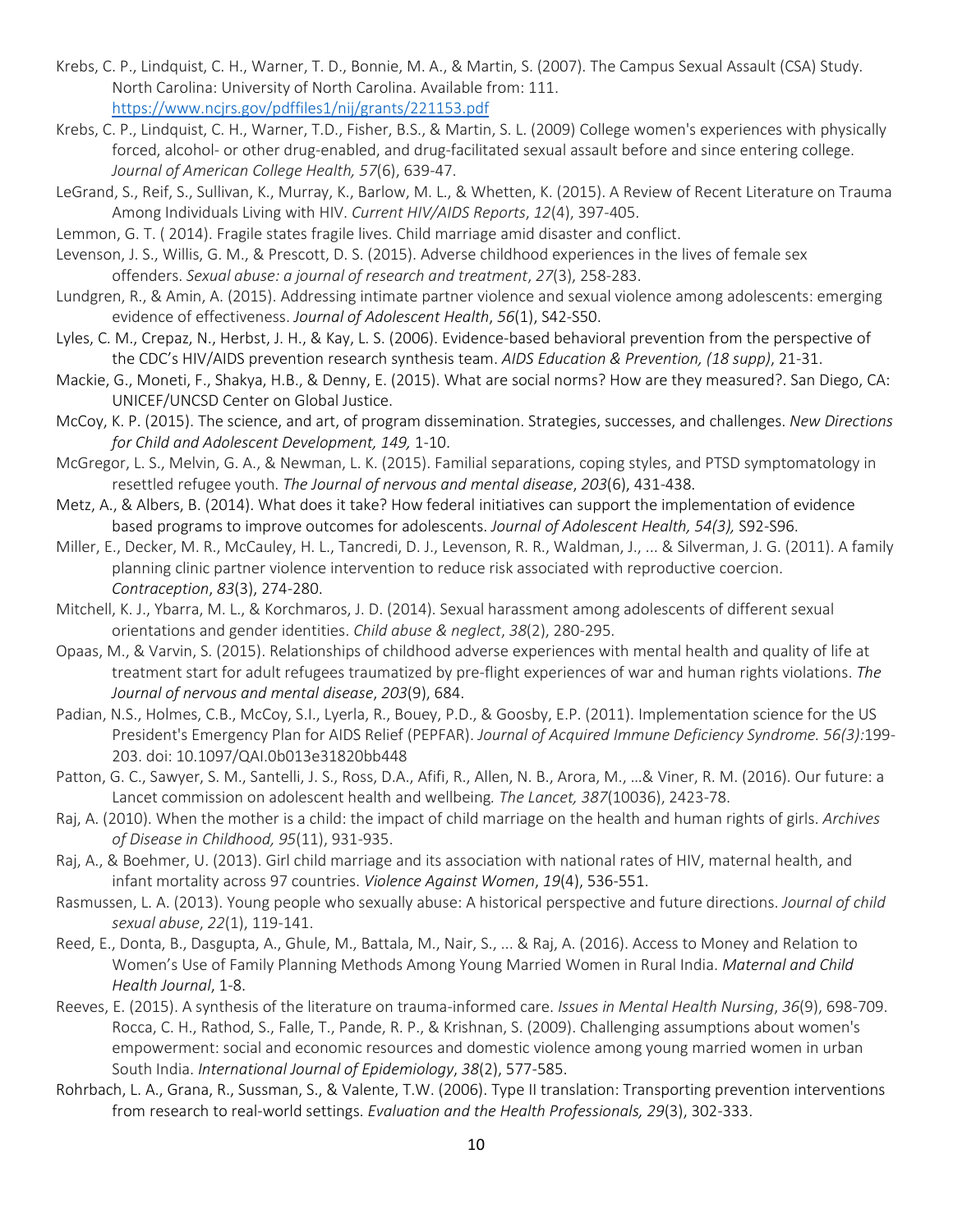Krebs, C. P., Lindquist, C. H., Warner, T. D., Bonnie, M. A., & Martin, S. (2007). The Campus Sexual Assault (CSA) Study. North Carolina: University of North Carolina. Available from: 111. https://www.ncjrs.gov/pdffiles1/nij/grants/221153.pdf

Krebs, C. P., Lindquist, C. H., Warner, T.D., Fisher, B.S., & Martin, S. L. (2009) College women's experiences with physically forced, alcohol- or other drug-enabled, and drug-facilitated sexual assault before and since entering college. *Journal of American College Health, 57*(6), 639-47.

LeGrand, S., Reif, S., Sullivan, K., Murray, K., Barlow, M. L., & Whetten, K. (2015). A Review of Recent Literature on Trauma Among Individuals Living with HIV. *Current HIV/AIDS Reports*, *12*(4), 397-405.

Lemmon, G. T. ( 2014). Fragile states fragile lives. Child marriage amid disaster and conflict.

Levenson, J. S., Willis, G. M., & Prescott, D. S. (2015). Adverse childhood experiences in the lives of female sex offenders. *Sexual abuse: a journal of research and treatment*, *27*(3), 258-283.

Lundgren, R., & Amin, A. (2015). Addressing intimate partner violence and sexual violence among adolescents: emerging evidence of effectiveness. *Journal of Adolescent Health*, *56*(1), S42-S50.

Lyles, C. M., Crepaz, N., Herbst, J. H., & Kay, L. S. (2006). Evidence-based behavioral prevention from the perspective of the CDC's HIV/AIDS prevention research synthesis team. *AIDS Education & Prevention, (18 supp)*, 21-31.

Mackie, G., Moneti, F., Shakya, H.B., & Denny, E. (2015). What are social norms? How are they measured?. San Diego, CA: UNICEF/UNCSD Center on Global Justice.

McCoy, K. P. (2015). The science, and art, of program dissemination. Strategies, successes, and challenges. *New Directions for Child and Adolescent Development, 149,* 1-10.

McGregor, L. S., Melvin, G. A., & Newman, L. K. (2015). Familial separations, coping styles, and PTSD symptomatology in resettled refugee youth. *The Journal of nervous and mental disease*, *203*(6), 431-438.

Metz, A., & Albers, B. (2014). What does it take? How federal initiatives can support the implementation of evidence based programs to improve outcomes for adolescents. *Journal of Adolescent Health, 54(3),* S92-S96.

Miller, E., Decker, M. R., McCauley, H. L., Tancredi, D. J., Levenson, R. R., Waldman, J., ... & Silverman, J. G. (2011). A family planning clinic partner violence intervention to reduce risk associated with reproductive coercion. *Contraception*, *83*(3), 274-280.

Mitchell, K. J., Ybarra, M. L., & Korchmaros, J. D. (2014). Sexual harassment among adolescents of different sexual orientations and gender identities. *Child abuse & neglect*, *38*(2), 280-295.

Opaas, M., & Varvin, S. (2015). Relationships of childhood adverse experiences with mental health and quality of life at treatment start for adult refugees traumatized by pre-flight experiences of war and human rights violations. *The Journal of nervous and mental disease*, *203*(9), 684.

Padian, N.S., Holmes, C.B., McCoy, S.I., Lyerla, R., Bouey, P.D., & Goosby, E.P. (2011). Implementation science for the US President's Emergency Plan for AIDS Relief (PEPFAR). *Journal of Acquired Immune Deficiency Syndrome. 56(3):*199-203. doi: 10.1097/QAI.0b013e31820bb448

Patton, G. C., Sawyer, S. M., Santelli, J. S., Ross, D.A., Afifi, R., Allen, N. B., Arora, M., …& Viner, R. M. (2016). Our future: a Lancet commission on adolescent health and wellbeing*. The Lancet, 387*(10036), 2423-78.

Raj, A. (2010). When the mother is a child: the impact of child marriage on the health and human rights of girls. *Archives of Disease in Childhood, 95*(11), 931-935.

Raj, A., & Boehmer, U. (2013). Girl child marriage and its association with national rates of HIV, maternal health, and infant mortality across 97 countries. *Violence Against Women*, *19*(4), 536-551.

Rasmussen, L. A. (2013). Young people who sexually abuse: A historical perspective and future directions. *Journal of child sexual abuse*, *22*(1), 119-141.

Reed, E., Donta, B., Dasgupta, A., Ghule, M., Battala, M., Nair, S., ... & Raj, A. (2016). Access to Money and Relation to Women's Use of Family Planning Methods Among Young Married Women in Rural India. *Maternal and Child Health Journal*, 1-8.

Reeves, E. (2015). A synthesis of the literature on trauma-informed care. *Issues in Mental Health Nursing*, *36*(9), 698-709. Rocca, C. H., Rathod, S., Falle, T., Pande, R. P., & Krishnan, S. (2009). Challenging assumptions about women's empowerment: social and economic resources and domestic violence among young married women in urban South India. *International Journal of Epidemiology*, *38*(2), 577-585.

Rohrbach, L. A., Grana, R., Sussman, S., & Valente, T.W. (2006). Type II translation: Transporting prevention interventions from research to real-world settings. *Evaluation and the Health Professionals, 29*(3), 302-333.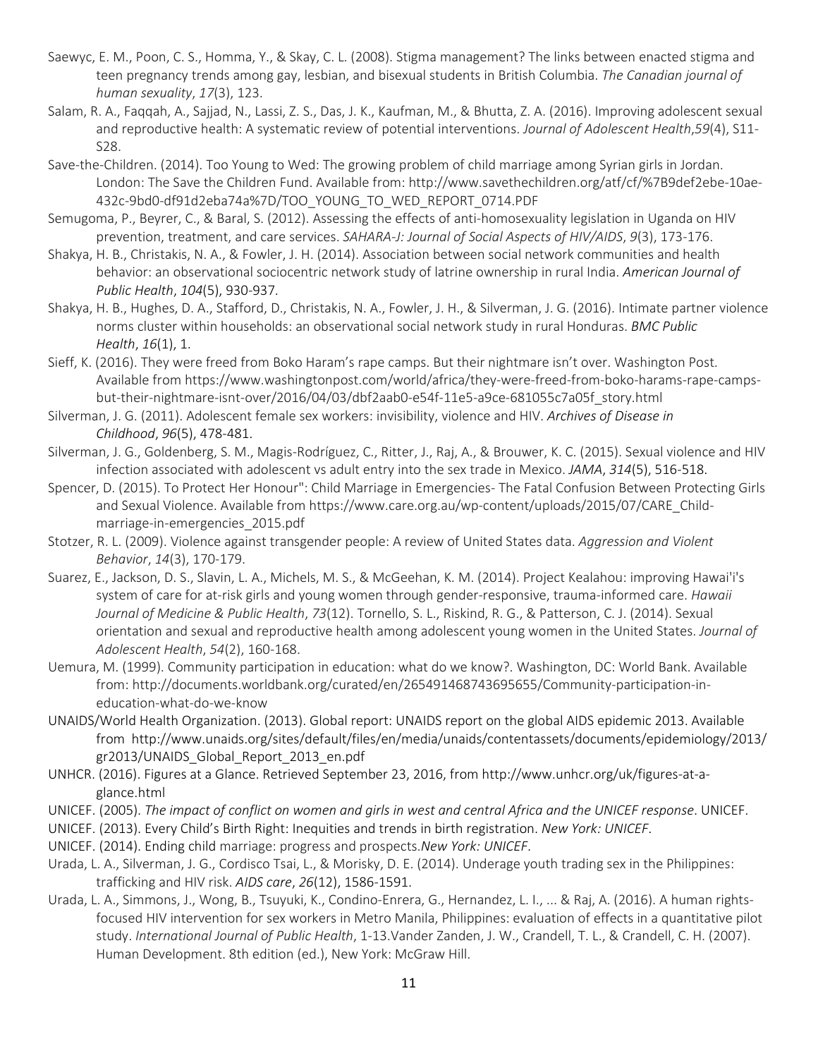Saewyc, E. M., Poon, C. S., Homma, Y., & Skay, C. L. (2008). Stigma management? The links between enacted stigma and teen pregnancy trends among gay, lesbian, and bisexual students in British Columbia. *The Canadian journal of human sexuality*, *17*(3), 123.

Salam, R. A., Faqqah, A., Sajjad, N., Lassi, Z. S., Das, J. K., Kaufman, M., & Bhutta, Z. A. (2016). Improving adolescent sexual and reproductive health: A systematic review of potential interventions. *Journal of Adolescent Health*,*59*(4), S11-S28.

Save-the-Children. (2014). Too Young to Wed: The growing problem of child marriage among Syrian girls in Jordan. London: The Save the Children Fund. Available from: http://www.savethechildren.org/atf/cf/%7B9def2ebe-10ae-432c-9bd0-df91d2eba74a%7D/TOO_YOUNG_TO_WED_REPORT_0714.PDF

Semugoma, P., Beyrer, C., & Baral, S. (2012). Assessing the effects of anti-homosexuality legislation in Uganda on HIV prevention, treatment, and care services. *SAHARA-J: Journal of Social Aspects of HIV/AIDS*, *9*(3), 173-176.

Shakya, H. B., Christakis, N. A., & Fowler, J. H. (2014). Association between social network communities and health behavior: an observational sociocentric network study of latrine ownership in rural India. *American Journal of Public Health*, *104*(5), 930-937.

Shakya, H. B., Hughes, D. A., Stafford, D., Christakis, N. A., Fowler, J. H., & Silverman, J. G. (2016). Intimate partner violence norms cluster within households: an observational social network study in rural Honduras. *BMC Public Health*, *16*(1), 1.

Sieff, K. (2016). They were freed from Boko Haram's rape camps. But their nightmare isn't over. Washington Post. Available from https://www.washingtonpost.com/world/africa/they-were-freed-from-boko-harams-rape-camps-but-their-nightmare-isnt-over/2016/04/03/dbf2aab0-e54f-11e5-a9ce-681055c7a05f_story.html

Silverman, J. G. (2011). Adolescent female sex workers: invisibility, violence and HIV. *Archives of Disease in Childhood*, *96*(5), 478-481.

Silverman, J. G., Goldenberg, S. M., Magis-Rodríguez, C., Ritter, J., Raj, A., & Brouwer, K. C. (2015). Sexual violence and HIV infection associated with adolescent vs adult entry into the sex trade in Mexico. *JAMA*, *314*(5), 516-518.

Spencer, D. (2015). To Protect Her Honour": Child Marriage in Emergencies- The Fatal Confusion Between Protecting Girls and Sexual Violence. Available from https://www.care.org.au/wp-content/uploads/2015/07/CARE_Child-marriage-in-emergencies_2015.pdf

Stotzer, R. L. (2009). Violence against transgender people: A review of United States data. *Aggression and Violent Behavior*, *14*(3), 170-179.

Suarez, E., Jackson, D. S., Slavin, L. A., Michels, M. S., & McGeehan, K. M. (2014). Project Kealahou: improving Hawai'i's system of care for at-risk girls and young women through gender-responsive, trauma-informed care. *Hawaii Journal of Medicine & Public Health*, *73*(12). Tornello, S. L., Riskind, R. G., & Patterson, C. J. (2014). Sexual orientation and sexual and reproductive health among adolescent young women in the United States. *Journal of Adolescent Health*, *54*(2), 160-168.

Uemura, M. (1999). Community participation in education: what do we know?. Washington, DC: World Bank. Available from: http://documents.worldbank.org/curated/en/265491468743695655/Community-participation-in-education-what-do-we-know

UNAIDS/World Health Organization. (2013). Global report: UNAIDS report on the global AIDS epidemic 2013. Available from http://www.unaids.org/sites/default/files/en/media/unaids/contentassets/documents/epidemiology/2013/gr2013/UNAIDS_Global_Report_2013_en.pdf

UNHCR. (2016). Figures at a Glance. Retrieved September 23, 2016, from http://www.unhcr.org/uk/figures-at-a-glance.html

UNICEF. (2005). *The impact of conflict on women and girls in west and central Africa and the UNICEF response*. UNICEF.

UNICEF. (2013). Every Child's Birth Right: Inequities and trends in birth registration. *New York: UNICEF*.

UNICEF. (2014). Ending child marriage: progress and prospects.*New York: UNICEF*.

Urada, L. A., Silverman, J. G., Cordisco Tsai, L., & Morisky, D. E. (2014). Underage youth trading sex in the Philippines: trafficking and HIV risk. *AIDS care*, *26*(12), 1586-1591.

Urada, L. A., Simmons, J., Wong, B., Tsuyuki, K., Condino-Enrera, G., Hernandez, L. I., ... & Raj, A. (2016). A human rights-focused HIV intervention for sex workers in Metro Manila, Philippines: evaluation of effects in a quantitative pilot study. *International Journal of Public Health*, 1-13.Vander Zanden, J. W., Crandell, T. L., & Crandell, C. H. (2007). Human Development. 8th edition (ed.), New York: McGraw Hill.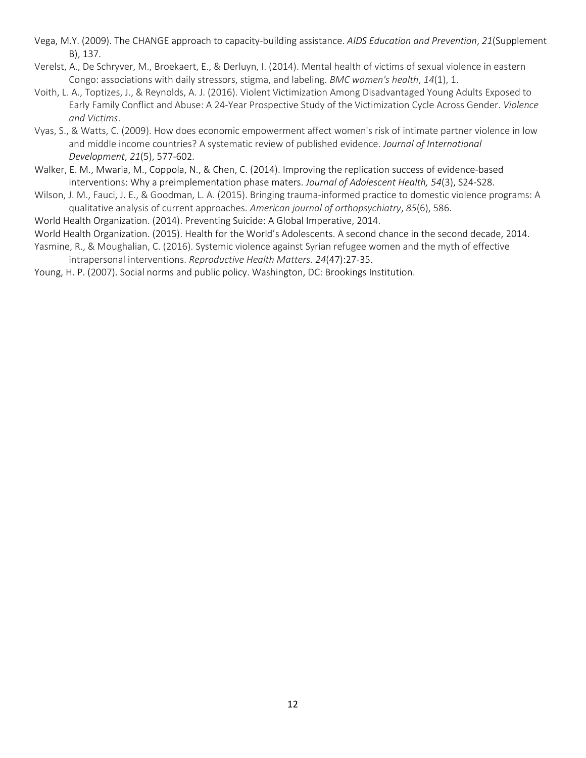Vega, M.Y. (2009). The CHANGE approach to capacity-building assistance. *AIDS Education and Prevention*, *21*(Supplement B), 137.

Verelst, A., De Schryver, M., Broekaert, E., & Derluyn, I. (2014). Mental health of victims of sexual violence in eastern Congo: associations with daily stressors, stigma, and labeling. *BMC women's health*, *14*(1), 1.

Voith, L. A., Toptizes, J., & Reynolds, A. J. (2016). Violent Victimization Among Disadvantaged Young Adults Exposed to Early Family Conflict and Abuse: A 24-Year Prospective Study of the Victimization Cycle Across Gender. *Violence and Victims*.

Vyas, S., & Watts, C. (2009). How does economic empowerment affect women's risk of intimate partner violence in low and middle income countries? A systematic review of published evidence. *Journal of International Development*, *21*(5), 577-602.

Walker, E. M., Mwaria, M., Coppola, N., & Chen, C. (2014). Improving the replication success of evidence-based interventions: Why a preimplementation phase maters. *Journal of Adolescent Health, 54*(3), S24-S28.

Wilson, J. M., Fauci, J. E., & Goodman, L. A. (2015). Bringing trauma-informed practice to domestic violence programs: A qualitative analysis of current approaches. *American journal of orthopsychiatry*, *85*(6), 586.

World Health Organization. (2014). Preventing Suicide: A Global Imperative, 2014.

World Health Organization. (2015). Health for the World's Adolescents. A second chance in the second decade, 2014.

Yasmine, R., & Moughalian, C. (2016). Systemic violence against Syrian refugee women and the myth of effective intrapersonal interventions. *Reproductive Health Matters. 24*(47):27-35.

Young, H. P. (2007). Social norms and public policy. Washington, DC: Brookings Institution.